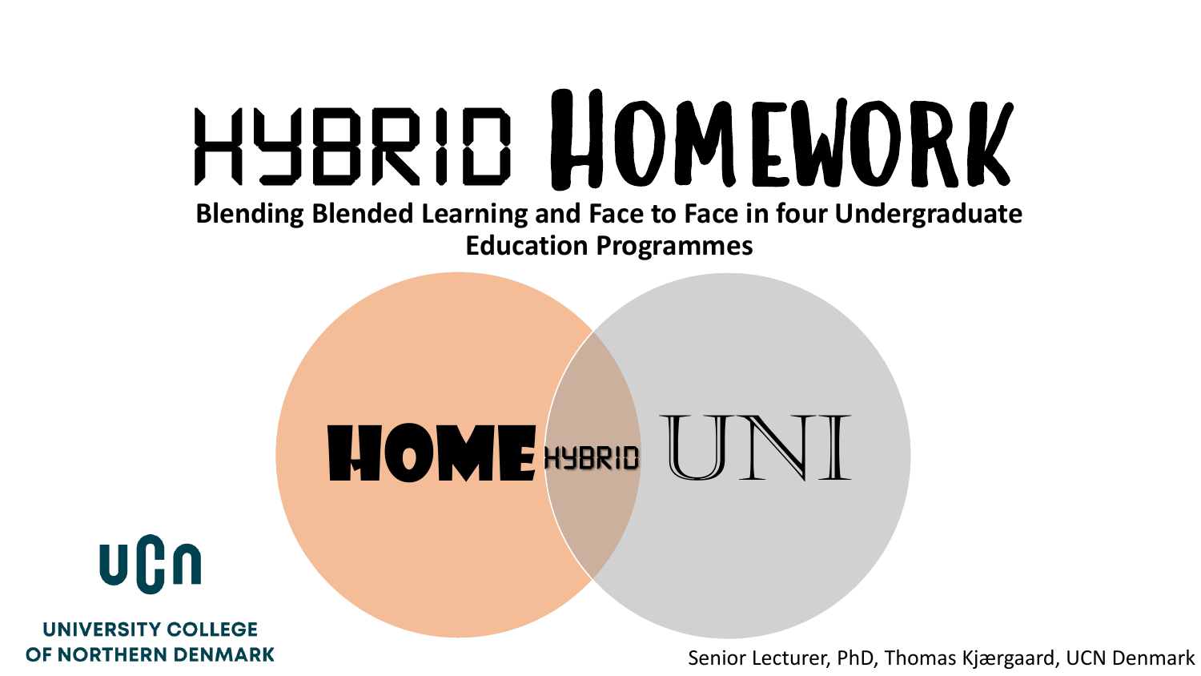# HYBRID HOMEWORK

**Blending Blended Learning and Face to Face in four Undergraduate Education Programmes**

HOME HYBRID UNI

UCN

UNIVERSITY COLLEGE OF NORTHERN DENMARK

Senior Lecturer, PhD, Thomas Kjærgaard, UCN Denmark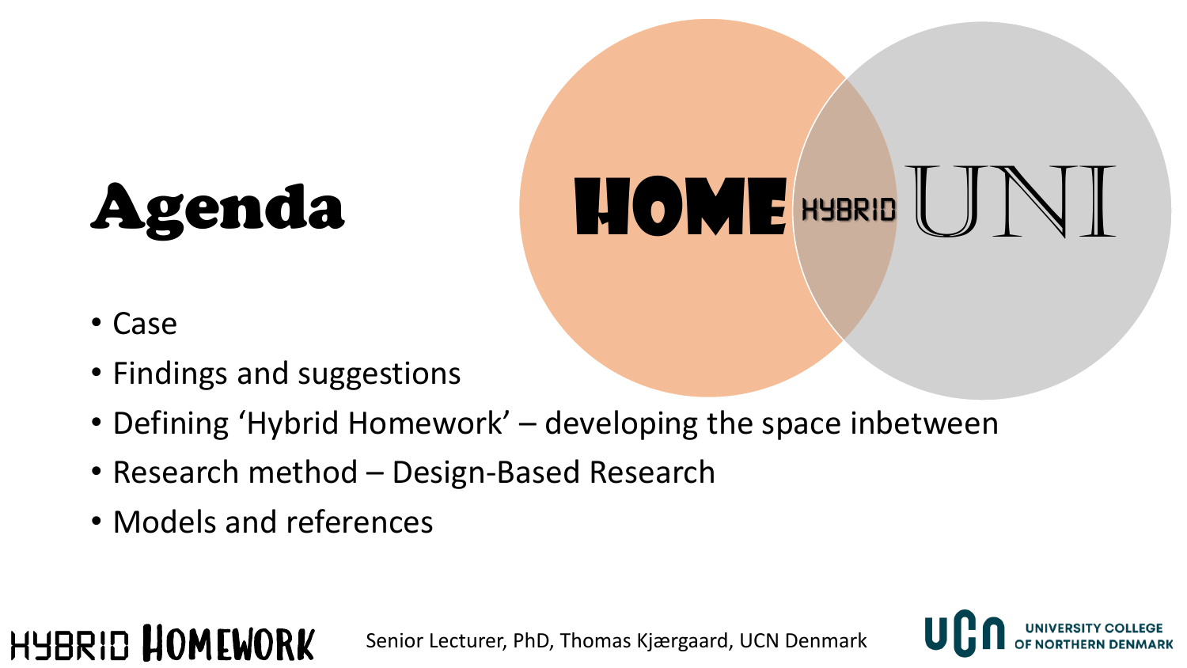# Agenda

HOME HYBRID UNI

- Case
- Findings and suggestions
- Defining 'Hybrid Homework' – developing the space inbetween
- Research method – Design-Based Research
- Models and references

HYBRID HOMEWORK

Senior Lecturer, PhD, Thomas Kjærgaard, UCN Denmark

UCN UNIVERSITY COLLEGE OF NORTHERN DENMARK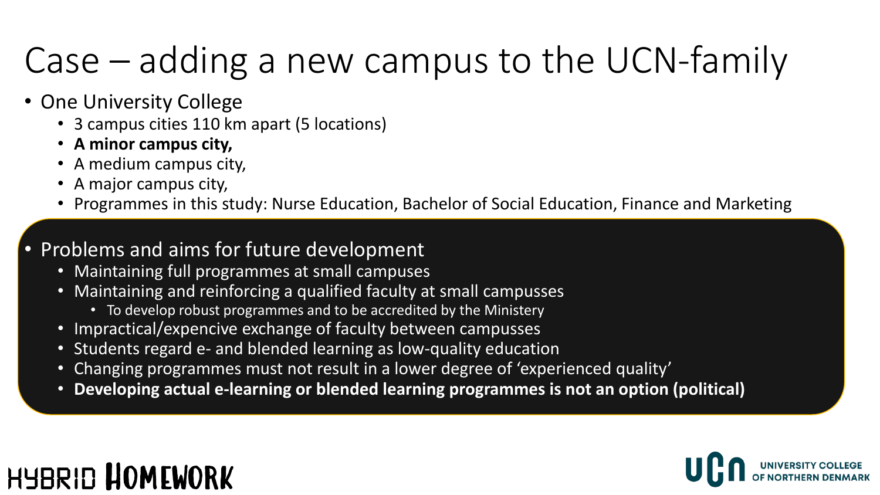# Case – adding a new campus to the UCN-family

- One University College
  - 3 campus cities 110 km apart (5 locations)
  - **A minor campus city,**
  - A medium campus city,
  - A major campus city,
  - Programmes in this study: Nurse Education, Bachelor of Social Education, Finance and Marketing
- Problems and aims for future development
  - Maintaining full programmes at small campuses
  - Maintaining and reinforcing a qualified faculty at small campusses
    - To develop robust programmes and to be accredited by the Ministery
  - Impractical/expencive exchange of faculty between campusses
  - Students regard e- and blended learning as low-quality education
  - Changing programmes must not result in a lower degree of 'experienced quality'
  - **Developing actual e-learning or blended learning programmes is not an option (political)**

HYBRID HOMEWORK

UCN UNIVERSITY COLLEGE OF NORTHERN DENMARK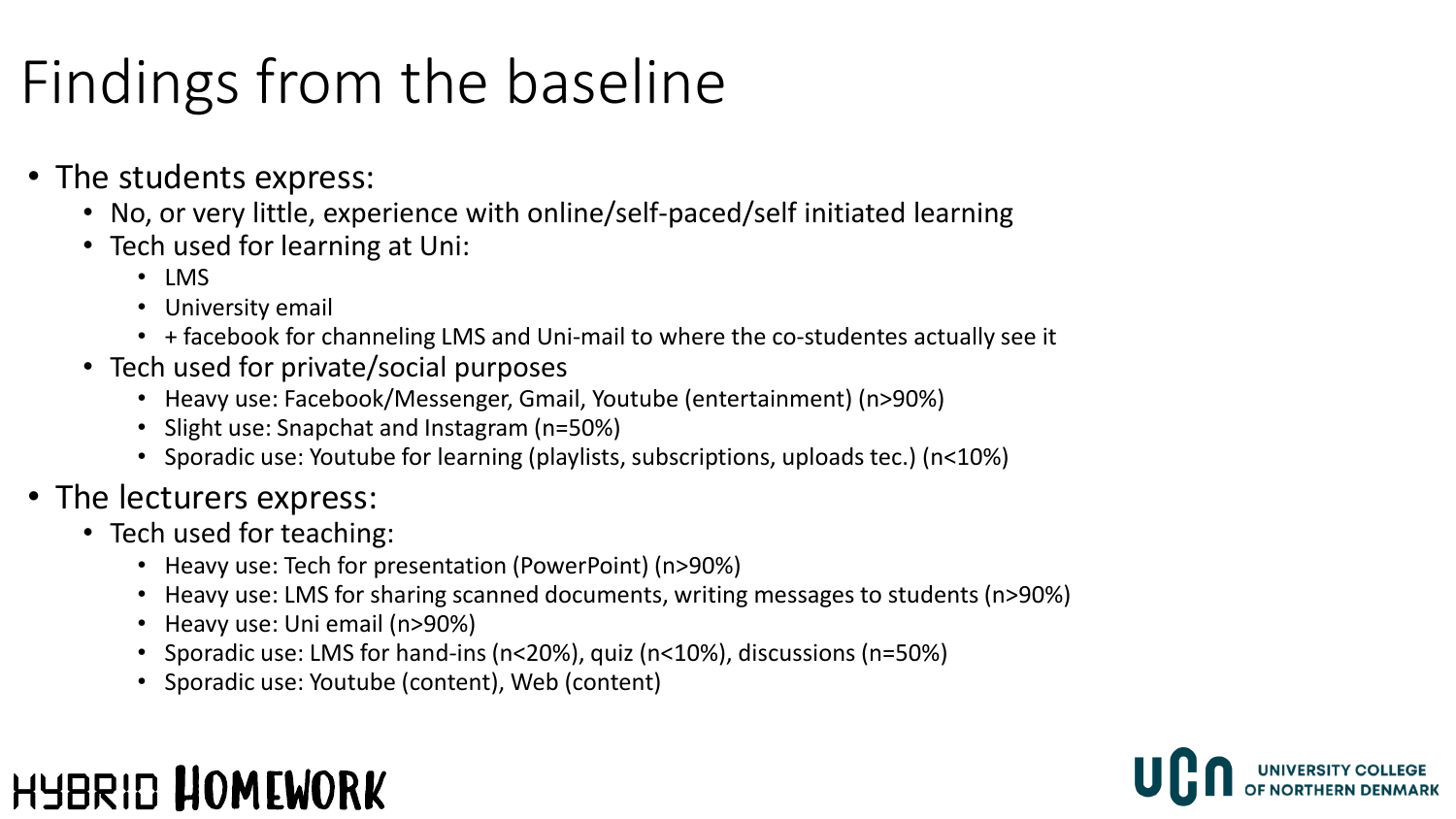# Findings from the baseline

- The students express:
  - No, or very little, experience with online/self-paced/self initiated learning
  - Tech used for learning at Uni:
    - LMS
    - University email
    - + facebook for channeling LMS and Uni-mail to where the co-studentes actually see it
  - Tech used for private/social purposes
    - Heavy use: Facebook/Messenger, Gmail, Youtube (entertainment) (n>90%)
    - Slight use: Snapchat and Instagram (n=50%)
    - Sporadic use: Youtube for learning (playlists, subscriptions, uploads tec.) (n<10%)
- The lecturers express:
  - Tech used for teaching:
    - Heavy use: Tech for presentation (PowerPoint) (n>90%)
    - Heavy use: LMS for sharing scanned documents, writing messages to students (n>90%)
    - Heavy use: Uni email (n>90%)
    - Sporadic use: LMS for hand-ins (n<20%), quiz (n<10%), discussions (n=50%)
    - Sporadic use: Youtube (content), Web (content)

HYBRID HOMEWORK

UCN UNIVERSITY COLLEGE OF NORTHERN DENMARK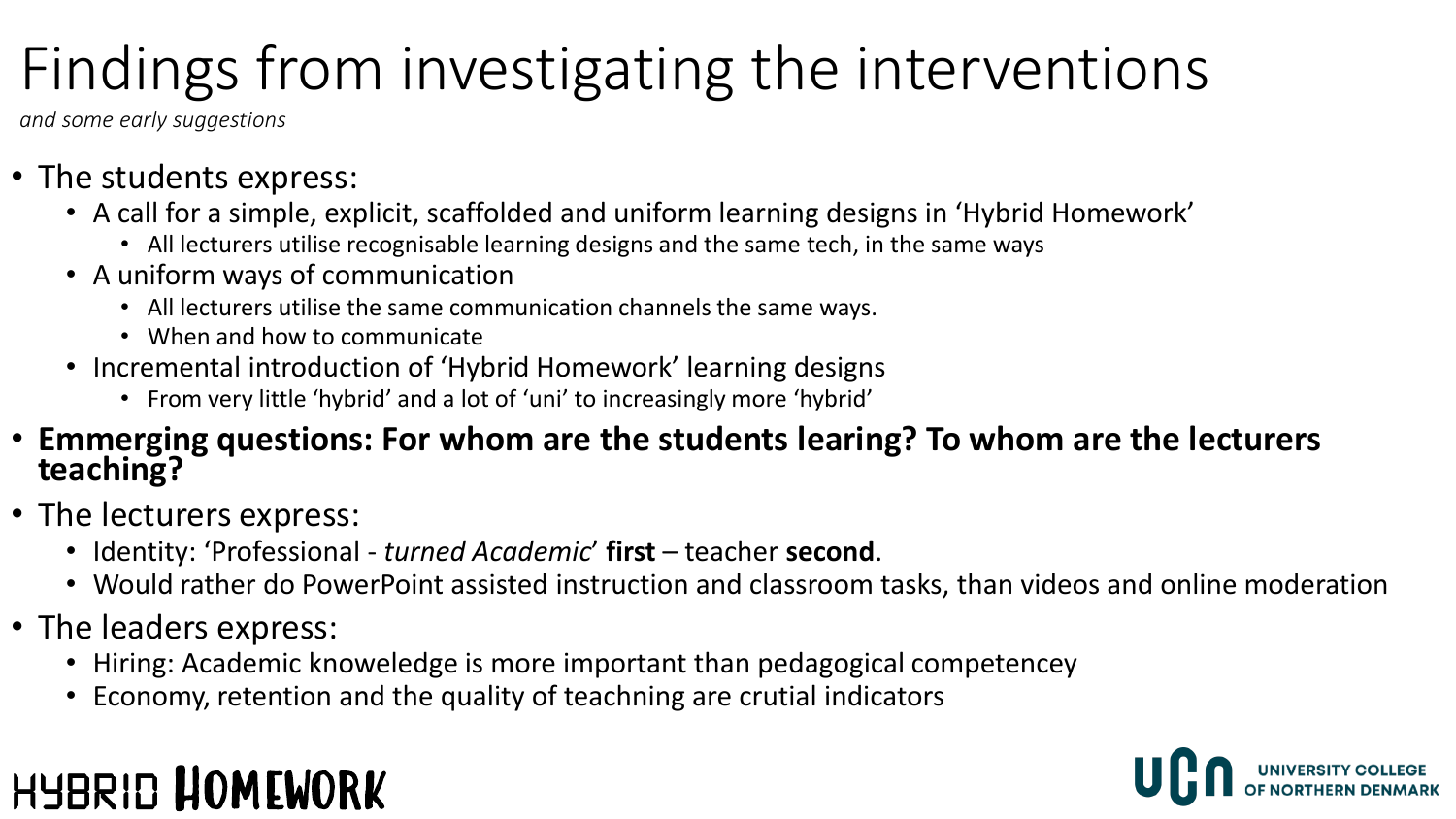# Findings from investigating the interventions

*and some early suggestions*

- The students express:
  - A call for a simple, explicit, scaffolded and uniform learning designs in 'Hybrid Homework'
    - All lecturers utilise recognisable learning designs and the same tech, in the same ways
  - A uniform ways of communication
    - All lecturers utilise the same communication channels the same ways.
    - When and how to communicate
  - Incremental introduction of 'Hybrid Homework' learning designs
    - From very little 'hybrid' and a lot of 'uni' to increasingly more 'hybrid'
- **Emmerging questions: For whom are the students learing? To whom are the lecturers teaching?**
- The lecturers express:
  - Identity: 'Professional - *turned Academic*' **first** – teacher **second**.
  - Would rather do PowerPoint assisted instruction and classroom tasks, than videos and online moderation
- The leaders express:
  - Hiring: Academic knoweledge is more important than pedagogical competencey
  - Economy, retention and the quality of teachning are crutial indicators

HYBRID HOMEWORK

UCN UNIVERSITY COLLEGE OF NORTHERN DENMARK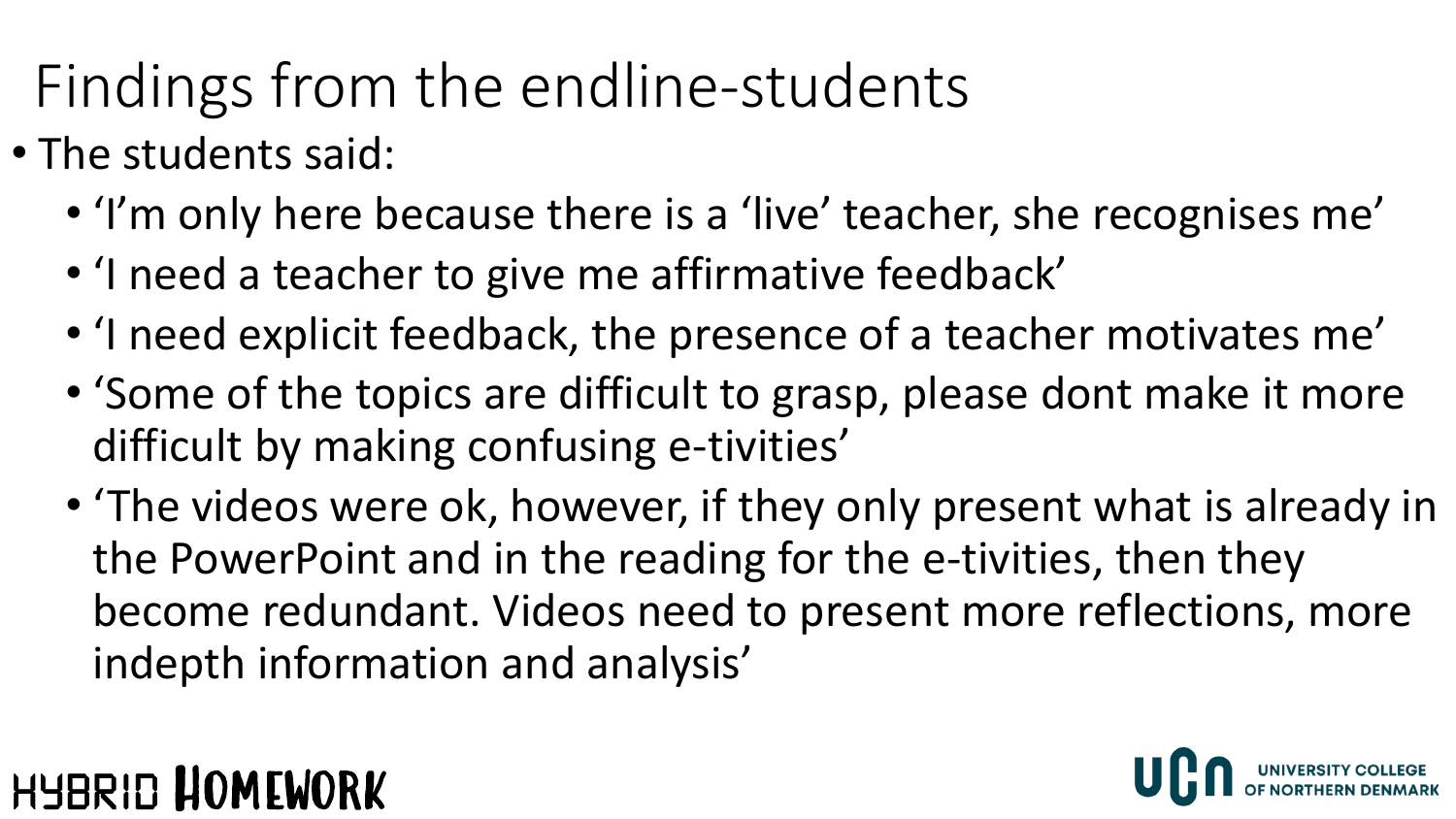# Findings from the endline-students

- The students said:
  - 'I'm only here because there is a 'live' teacher, she recognises me'
  - 'I need a teacher to give me affirmative feedback'
  - 'I need explicit feedback, the presence of a teacher motivates me'
  - 'Some of the topics are difficult to grasp, please dont make it more difficult by making confusing e-tivities'
  - 'The videos were ok, however, if they only present what is already in the PowerPoint and in the reading for the e-tivities, then they become redundant. Videos need to present more reflections, more indepth information and analysis'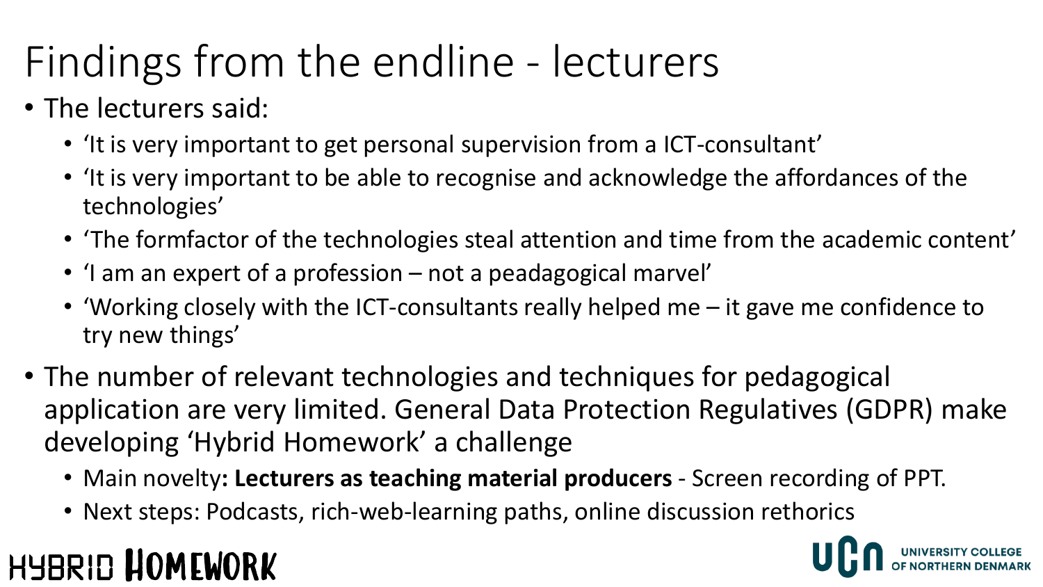# Findings from the endline - lecturers

- The lecturers said:
  - 'It is very important to get personal supervision from a ICT-consultant'
  - 'It is very important to be able to recognise and acknowledge the affordances of the technologies'
  - 'The formfactor of the technologies steal attention and time from the academic content'
  - 'I am an expert of a profession – not a peadagogical marvel'
  - 'Working closely with the ICT-consultants really helped me – it gave me confidence to try new things'
- The number of relevant technologies and techniques for pedagogical application are very limited. General Data Protection Regulatives (GDPR) make developing 'Hybrid Homework' a challenge
  - Main novelty**: Lecturers as teaching material producers** - Screen recording of PPT.
  - Next steps: Podcasts, rich-web-learning paths, online discussion rethorics

HYBRID HOMEWORK

UCN UNIVERSITY COLLEGE OF NORTHERN DENMARK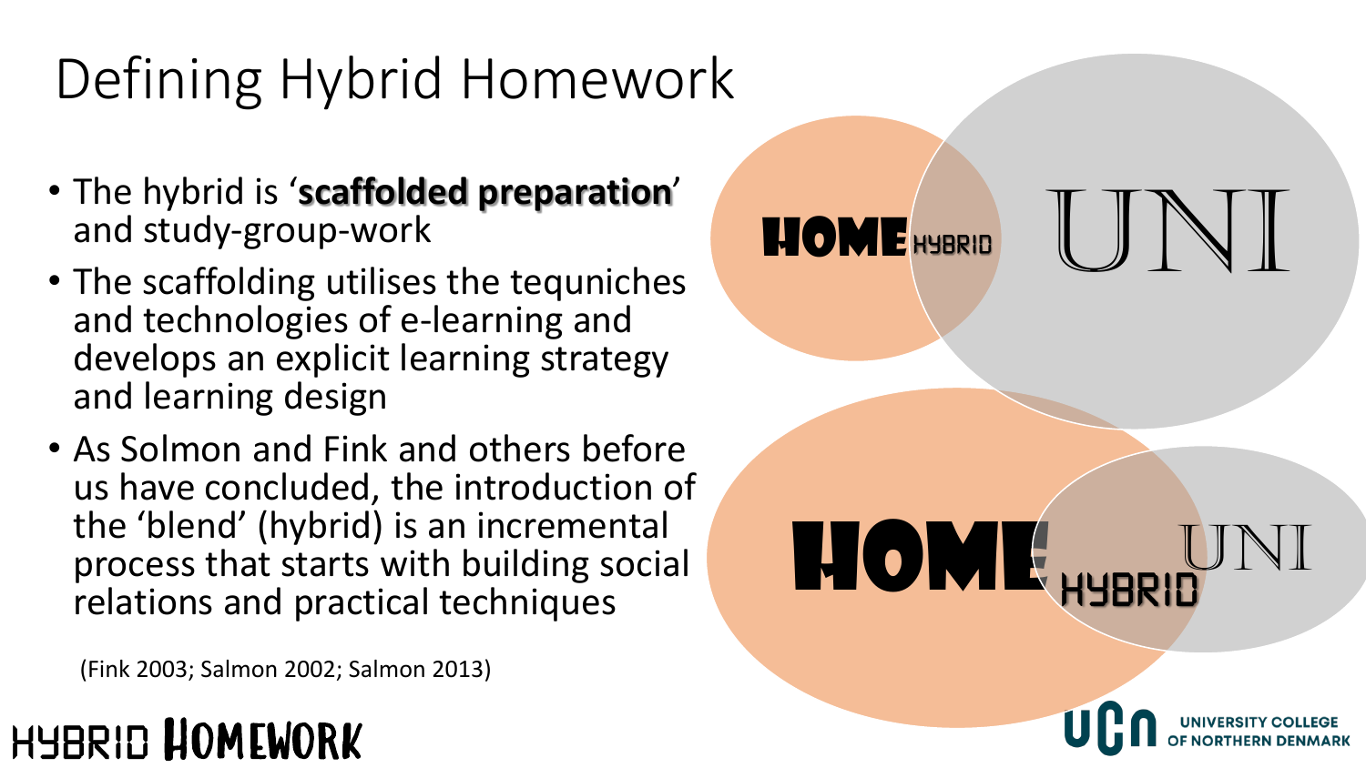# Defining Hybrid Homework

- The hybrid is '**scaffolded preparation**' and study-group-work
- The scaffolding utilises the tequniches and technologies of e-learning and develops an explicit learning strategy and learning design
- As Solmon and Fink and others before us have concluded, the introduction of the 'blend' (hybrid) is an incremental process that starts with building social relations and practical techniques

(Fink 2003; Salmon 2002; Salmon 2013)

HOME HYBRID UNI

HOME HYBRID UNI

HYBRID HOMEWORK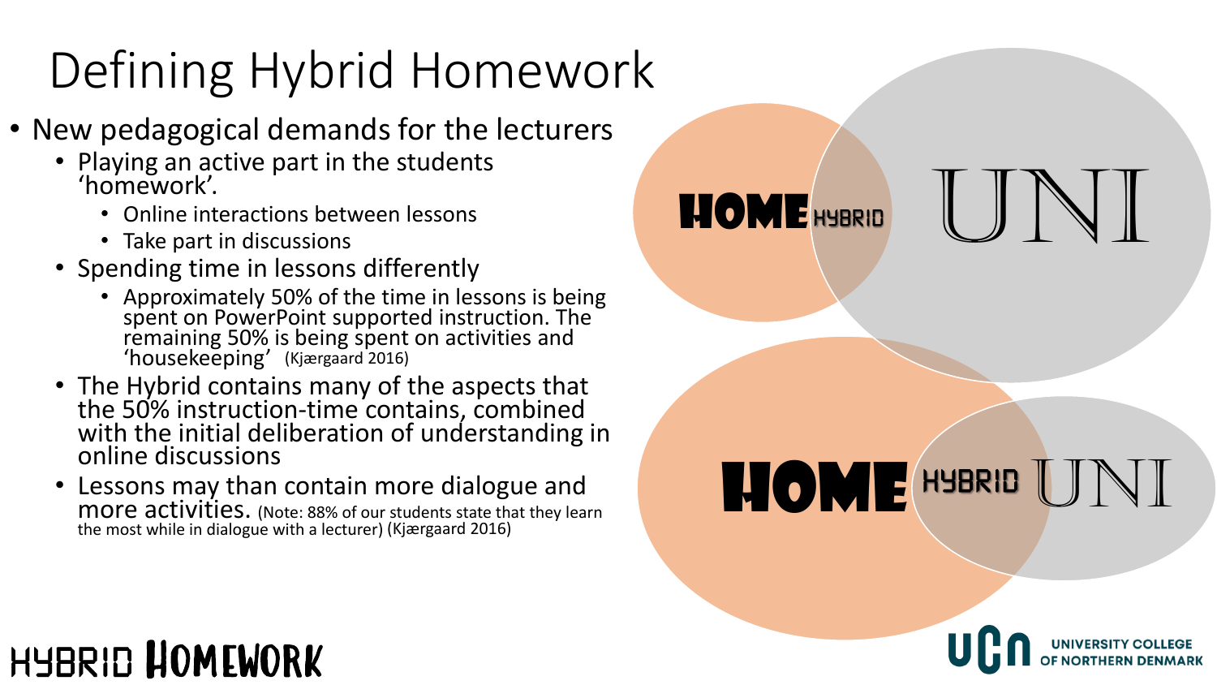# Defining Hybrid Homework

- New pedagogical demands for the lecturers
  - Playing an active part in the students 'homework'.
    - Online interactions between lessons
    - Take part in discussions
  - Spending time in lessons differently
    - Approximately 50% of the time in lessons is being spent on PowerPoint supported instruction. The remaining 50% is being spent on activities and 'housekeeping' (Kjærgaard 2016)
  - The Hybrid contains many of the aspects that the 50% instruction-time contains, combined with the initial deliberation of understanding in online discussions
  - Lessons may than contain more dialogue and more activities. (Note: 88% of our students state that they learn the most while in dialogue with a lecturer) (Kjærgaard 2016)

HOME HYBRID UNI

HOME HYBRID UNI

HYBRID HOMEWORK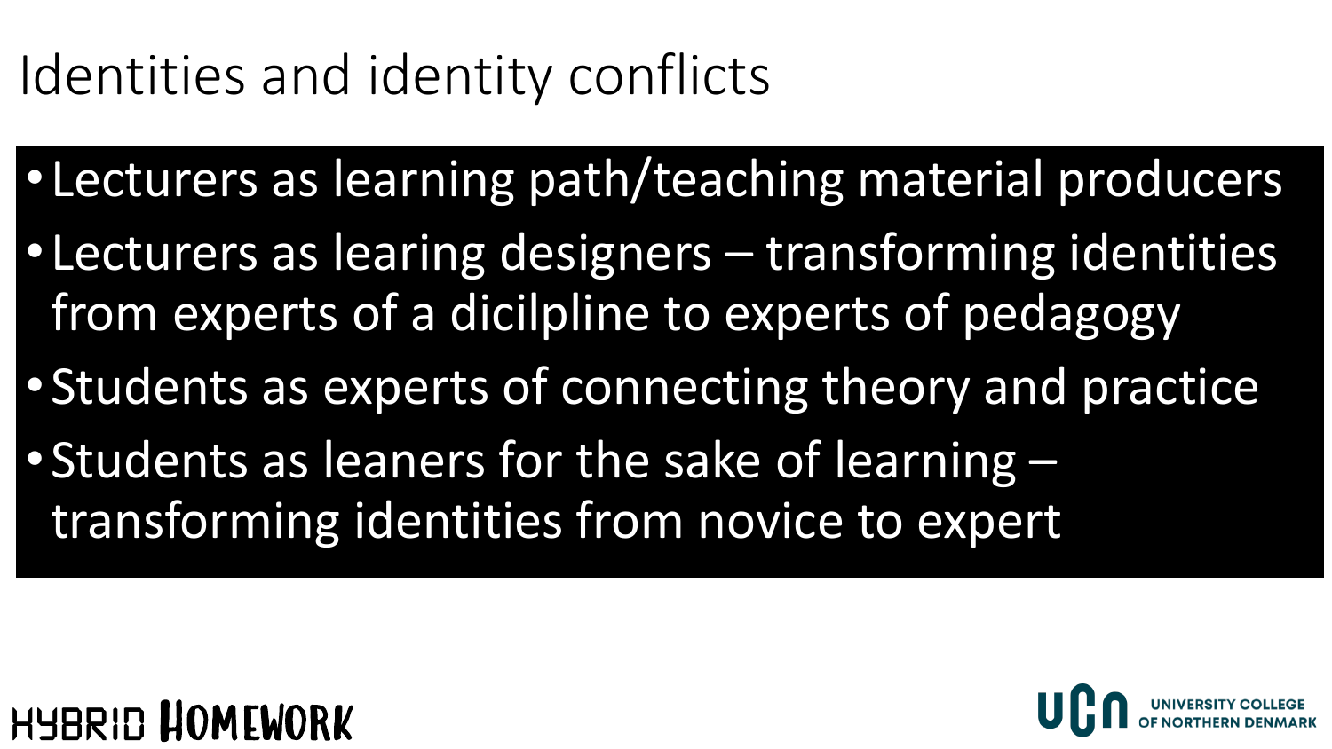# Identities and identity conflicts

- Lecturers as learning path/teaching material producers
- Lecturers as learing designers – transforming identities from experts of a dicilpline to experts of pedagogy
- Students as experts of connecting theory and practice
- Students as leaners for the sake of learning – transforming identities from novice to expert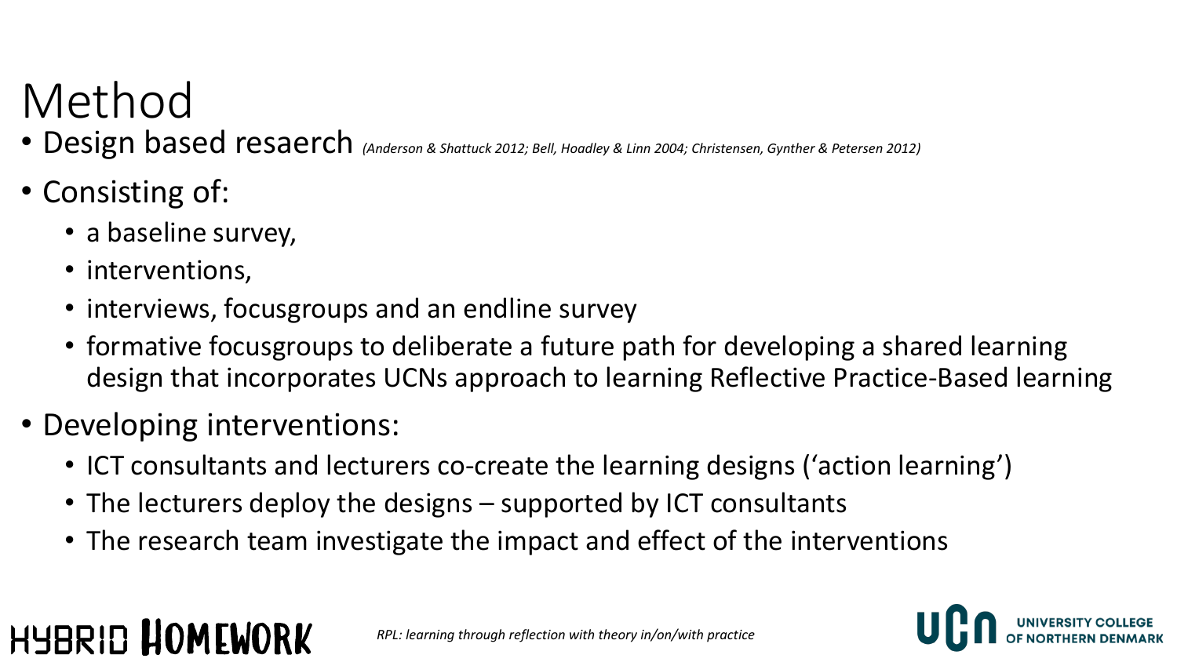# Method

- Design based resaerch *(Anderson & Shattuck 2012; Bell, Hoadley & Linn 2004; Christensen, Gynther & Petersen 2012)*
- Consisting of:
  - a baseline survey,
  - interventions,
  - interviews, focusgroups and an endline survey
  - formative focusgroups to deliberate a future path for developing a shared learning design that incorporates UCNs approach to learning Reflective Practice-Based learning
- Developing interventions:
  - ICT consultants and lecturers co-create the learning designs ('action learning')
  - The lecturers deploy the designs – supported by ICT consultants
  - The research team investigate the impact and effect of the interventions

*RPL: learning through reflection with theory in/on/with practice*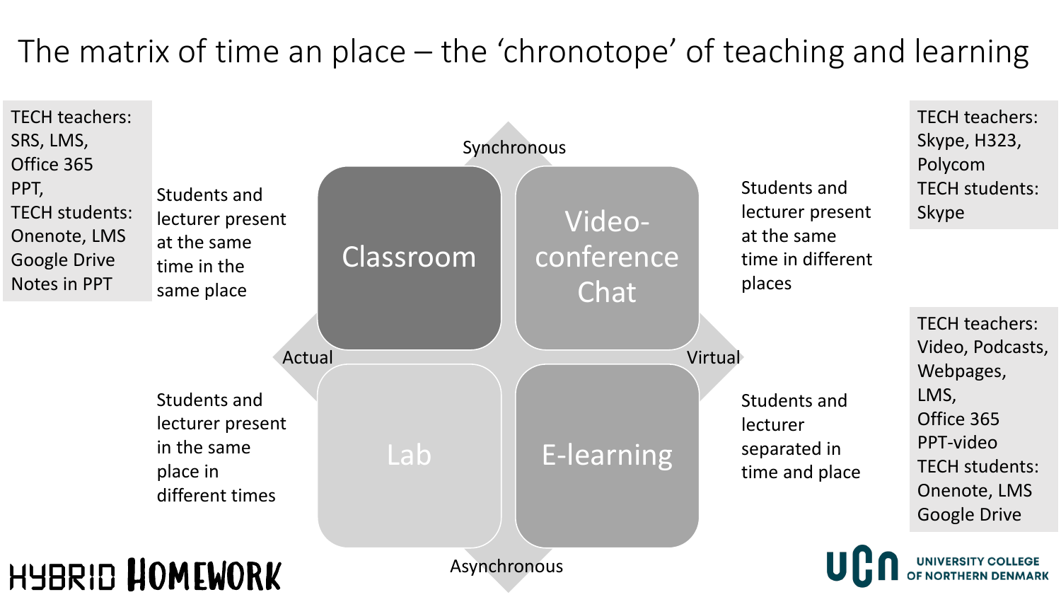# The matrix of time an place – the 'chronotope' of teaching and learning

TECH teachers:
SRS, LMS,
Office 365
PPT,
TECH students:
Onenote, LMS
Google Drive
Notes in PPT

Students and lecturer present at the same time in the same place

Synchronous

| Classroom | Video-conference Chat |
| --- | --- |
| Lab | E-learning |

Actual

Virtual

Asynchronous

Students and lecturer present at the same time in different places

TECH teachers:
Skype, H323,
Polycom
TECH students:
Skype

Students and lecturer present in the same place in different times

Students and lecturer separated in time and place

TECH teachers:
Video, Podcasts,
Webpages,
LMS,
Office 365
PPT-video
TECH students:
Onenote, LMS
Google Drive

HYBRID HOMEWORK

UCN UNIVERSITY COLLEGE OF NORTHERN DENMARK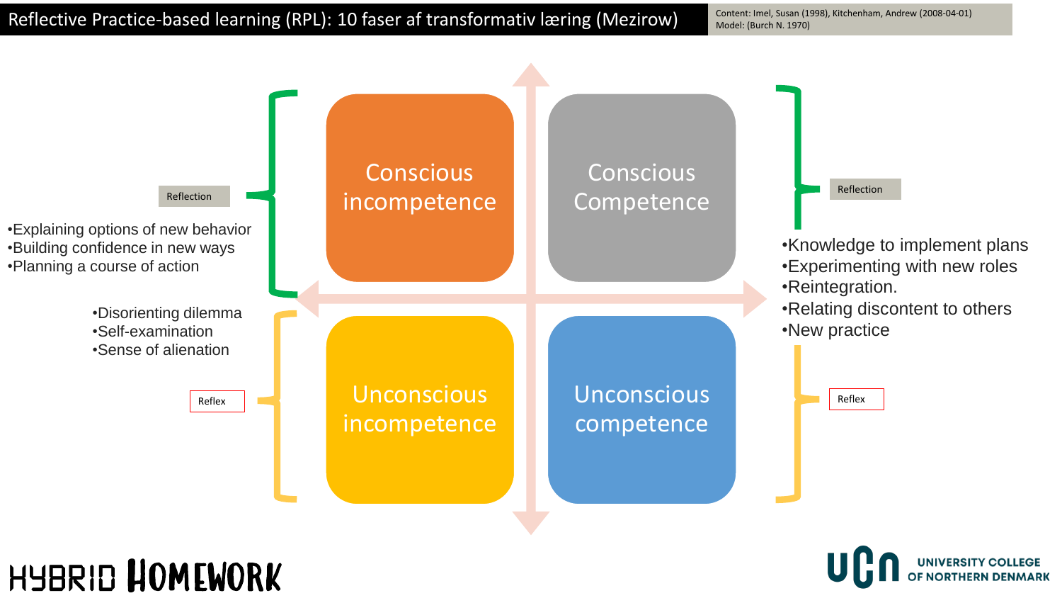# Reflective Practice-based learning (RPL): 10 faser af transformativ læring (Mezirow)

Content: Imel, Susan (1998), Kitchenham, Andrew (2008-04-01)
Model: (Burch N. 1970)

Reflection

- Explaining options of new behavior
- Building confidence in new ways
- Planning a course of action

Conscious incompetence

Conscious Competence

Reflection

- Knowledge to implement plans
- Experimenting with new roles
- Reintegration.
- Relating discontent to others
- New practice

- Disorienting dilemma
- Self-examination
- Sense of alienation

Reflex

Unconscious incompetence

Unconscious competence

Reflex

HYBRID HOMEWORK

UCN UNIVERSITY COLLEGE OF NORTHERN DENMARK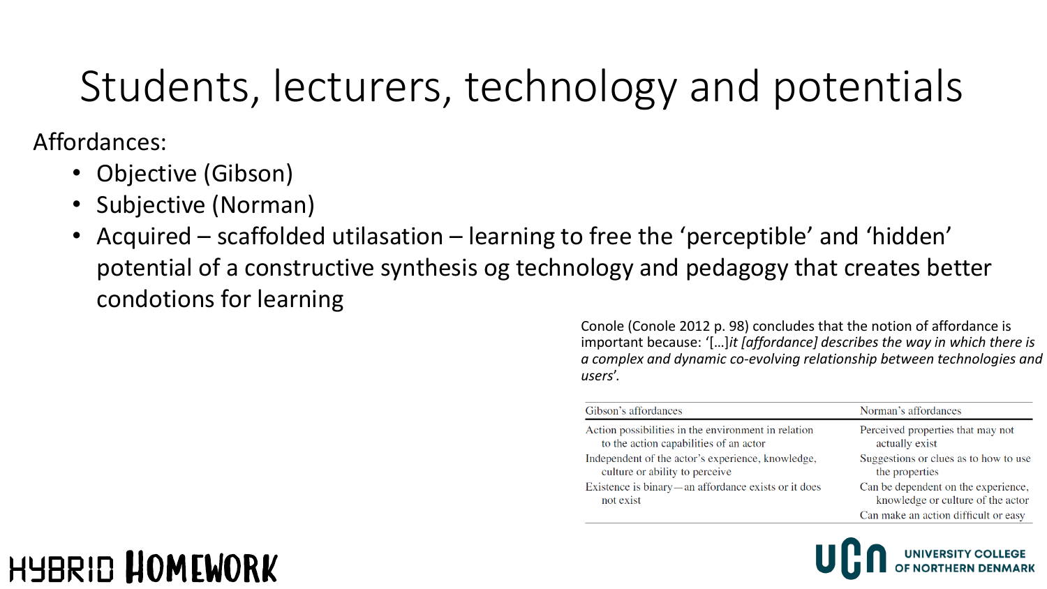# Students, lecturers, technology and potentials

Affordances:

- Objective (Gibson)
- Subjective (Norman)
- Acquired – scaffolded utilasation – learning to free the 'perceptible' and 'hidden' potential of a constructive synthesis og technology and pedagogy that creates better condotions for learning

Conole (Conole 2012 p. 98) concludes that the notion of affordance is important because: '[…]*it [affordance] describes the way in which there is a complex and dynamic co-evolving relationship between technologies and users*'.

| Gibson's affordances | Norman's affordances |
|---|---|
| Action possibilities in the environment in relation to the action capabilities of an actor | Perceived properties that may not actually exist |
| Independent of the actor's experience, knowledge, culture or ability to perceive | Suggestions or clues as to how to use the properties |
| Existence is binary—an affordance exists or it does not exist | Can be dependent on the experience, knowledge or culture of the actor |
| | Can make an action difficult or easy |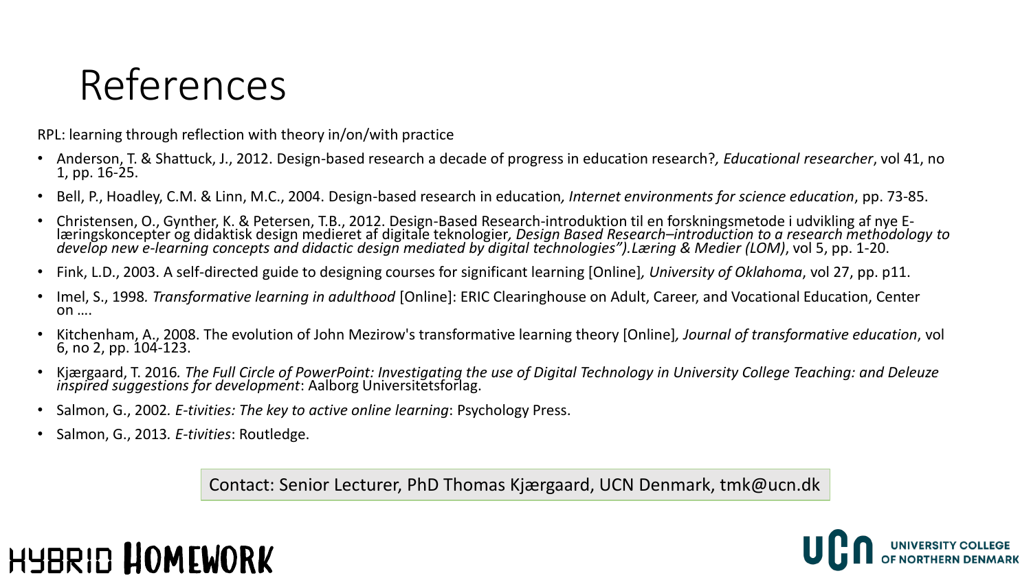# References

RPL: learning through reflection with theory in/on/with practice

- Anderson, T. & Shattuck, J., 2012. Design-based research a decade of progress in education research?*, Educational researcher*, vol 41, no 1, pp. 16-25.
- Bell, P., Hoadley, C.M. & Linn, M.C., 2004. Design-based research in education*, Internet environments for science education*, pp. 73-85.
- Christensen, O., Gynther, K. & Petersen, T.B., 2012. Design-Based Research-introduktion til en forskningsmetode i udvikling af nye E-læringskoncepter og didaktisk design medieret af digitale teknologier*, Design Based Research–introduction to a research methodology to develop new e-learning concepts and didactic design mediated by digital technologies").Læring & Medier (LOM)*, vol 5, pp. 1-20.
- Fink, L.D., 2003. A self-directed guide to designing courses for significant learning [Online]*, University of Oklahoma*, vol 27, pp. p11.
- Imel, S., 1998*. Transformative learning in adulthood* [Online]: ERIC Clearinghouse on Adult, Career, and Vocational Education, Center on ….
- Kitchenham, A., 2008. The evolution of John Mezirow's transformative learning theory [Online]*, Journal of transformative education*, vol 6, no 2, pp. 104-123.
- Kjærgaard, T. 2016*. The Full Circle of PowerPoint: Investigating the use of Digital Technology in University College Teaching: and Deleuze inspired suggestions for development*: Aalborg Universitetsforlag.
- Salmon, G., 2002*. E-tivities: The key to active online learning*: Psychology Press.
- Salmon, G., 2013*. E-tivities*: Routledge.

Contact: Senior Lecturer, PhD Thomas Kjærgaard, UCN Denmark, tmk@ucn.dk

HYBRID HOMEWORK

UCN UNIVERSITY COLLEGE OF NORTHERN DENMARK